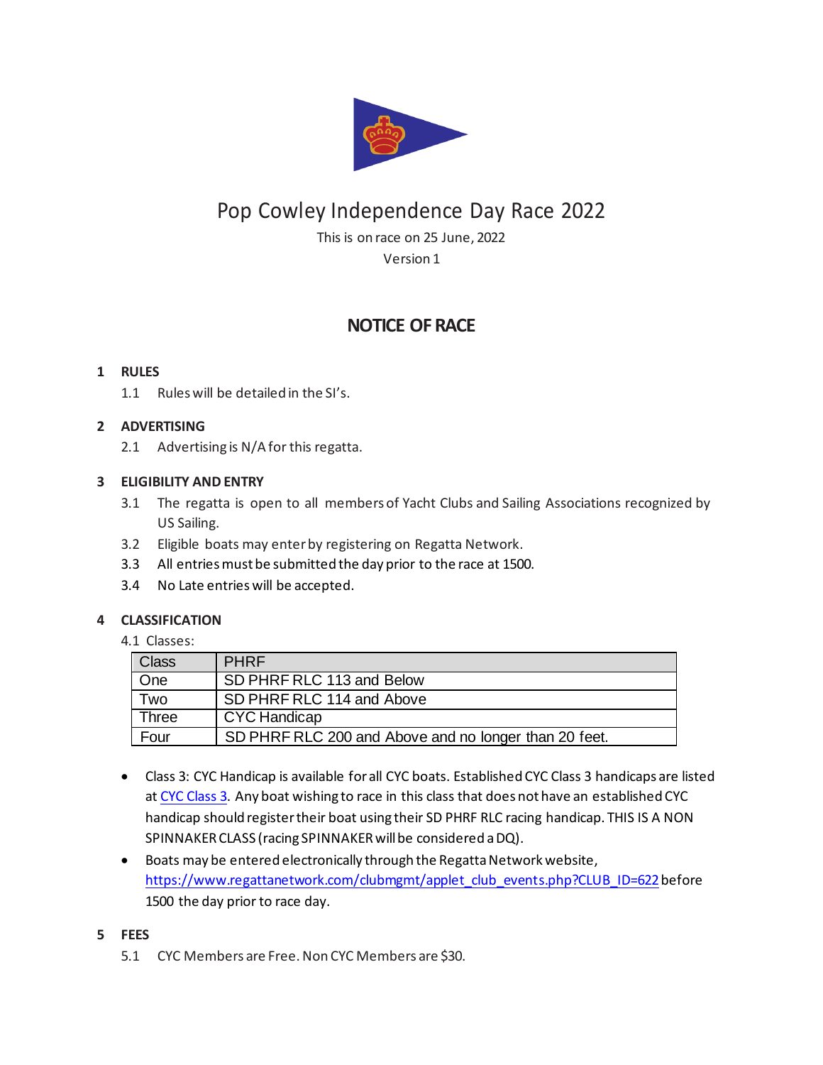# Pop Cowley Independence Day Race 2022

This is on race on 25 June, 2022

Version 1

## NOTICE OF RACE

### 1 RULES

1.1 Rules will be detailed in the SI's.

### 2 ADVERTISING

2.1 Advertising is N/A for this regatta.

### 3 ELIGIBILITY AND ENTRY

3.1 The regatta is open to all members of Yacht Clubs and Sailing Associations recognized by US Sailing.

3.2 Eligible boats may enter by registering on Regatta Network.

3.3 All entries must be submitted the day prior to the race at 1500.

3.4 No Late entries will be accepted.

### 4 CLASSIFICATION

4.1 Classes:

| Class | PHRF |
|---|---|
| One | SD PHRF RLC 113 and Below |
| Two | SD PHRF RLC 114 and Above |
| Three | CYC Handicap |
| Four | SD PHRF RLC 200 and Above and no longer than 20 feet. |

- Class 3: CYC Handicap is available for all CYC boats. Established CYC Class 3 handicaps are listed at CYC Class 3. Any boat wishing to race in this class that does not have an established CYC handicap should register their boat using their SD PHRF RLC racing handicap. THIS IS A NON SPINNAKER CLASS (racing SPINNAKER will be considered a DQ).
- Boats may be entered electronically through the Regatta Network website, https://www.regattanetwork.com/clubmgmt/applet_club_events.php?CLUB_ID=622 before 1500 the day prior to race day.

### 5 FEES

5.1 CYC Members are Free. Non CYC Members are $30.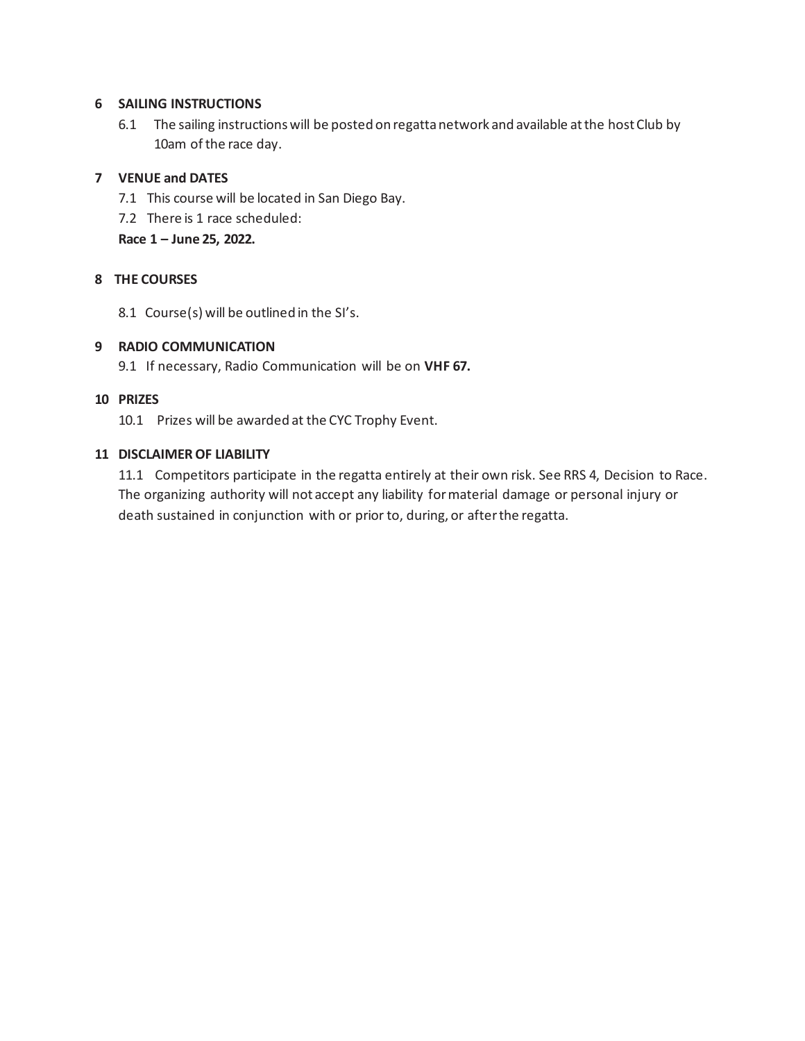## 6 SAILING INSTRUCTIONS

6.1 The sailing instructions will be posted on regatta network and available at the host Club by 10am of the race day.

## 7 VENUE and DATES

7.1 This course will be located in San Diego Bay.

7.2 There is 1 race scheduled:

**Race 1 – June 25, 2022.**

## 8 THE COURSES

8.1 Course(s) will be outlined in the SI's.

## 9 RADIO COMMUNICATION

9.1 If necessary, Radio Communication will be on **VHF 67.**

## 10 PRIZES

10.1 Prizes will be awarded at the CYC Trophy Event.

## 11 DISCLAIMER OF LIABILITY

11.1 Competitors participate in the regatta entirely at their own risk. See RRS 4, Decision to Race. The organizing authority will not accept any liability for material damage or personal injury or death sustained in conjunction with or prior to, during, or after the regatta.